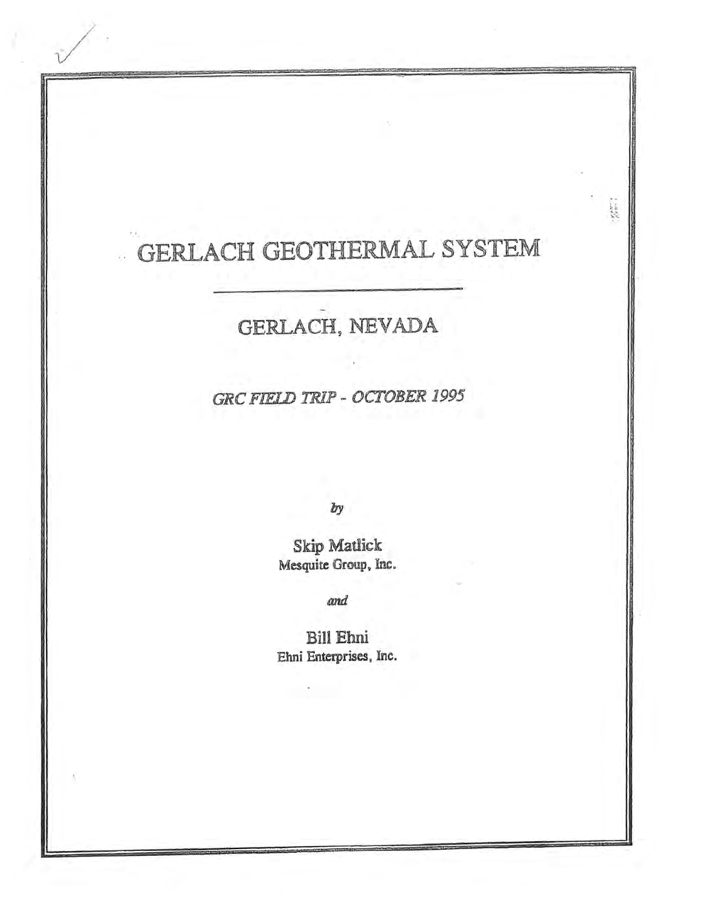# GERLACH GEOTHERMAL SYSTEM

## GERLACH, NEVADA

*GRC FIELD TRIP - OCTOBER 1995*

*by*

Skip Matlick
Mesquite Group, Inc.

*and*

Bill Ehni
Ehni Enterprises, Inc.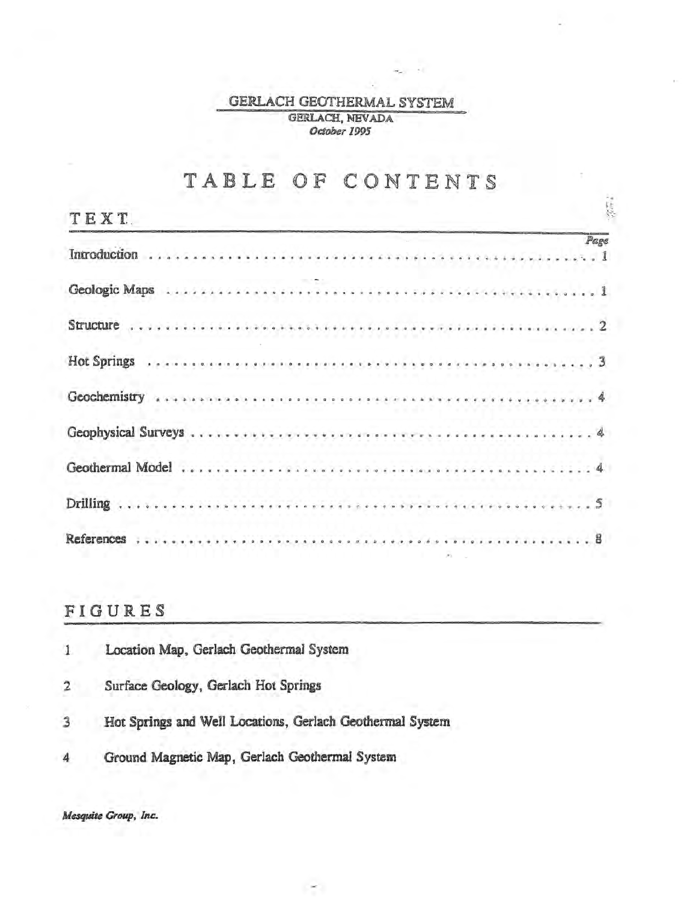# GERLACH GEOTHERMAL SYSTEM

GERLACH, NEVADA

*October 1995*

## TABLE OF CONTENTS

### TEXT

| | Page |
|---|---|
| Introduction | 1 |
| Geologic Maps | 1 |
| Structure | 2 |
| Hot Springs | 3 |
| Geochemistry | 4 |
| Geophysical Surveys | 4 |
| Geothermal Model | 4 |
| Drilling | 5 |
| References | 8 |

### FIGURES

1. Location Map, Gerlach Geothermal System
2. Surface Geology, Gerlach Hot Springs
3. Hot Springs and Well Locations, Gerlach Geothermal System
4. Ground Magnetic Map, Gerlach Geothermal System

*Mesquite Group, Inc.*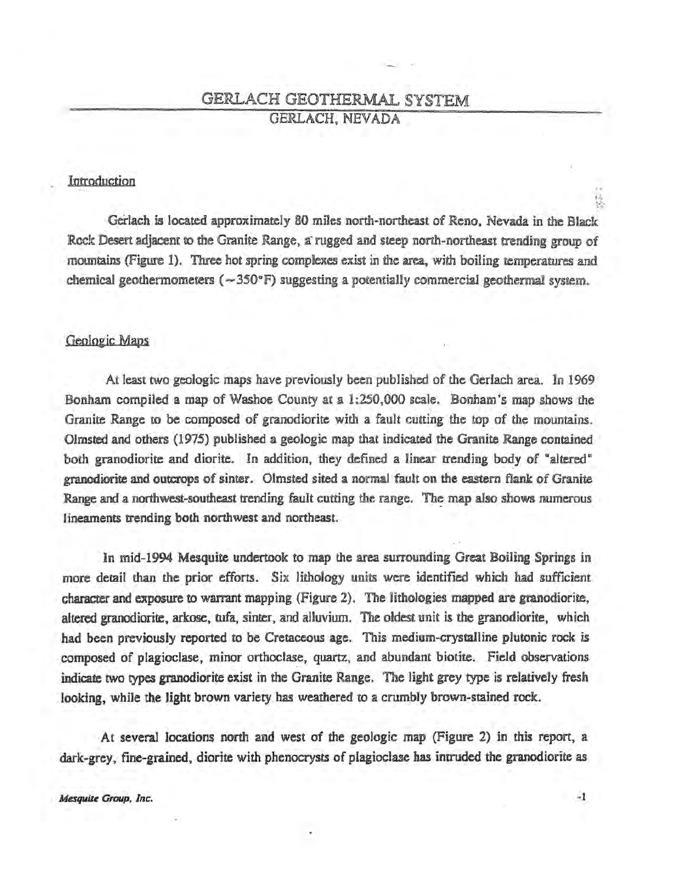# GERLACH GEOTHERMAL SYSTEM

## GERLACH, NEVADA

### Introduction

Gerlach is located approximately 80 miles north-northeast of Reno, Nevada in the Black Rock Desert adjacent to the Granite Range, a rugged and steep north-northeast trending group of mountains (Figure 1). Three hot spring complexes exist in the area, with boiling temperatures and chemical geothermometers (~350°F) suggesting a potentially commercial geothermal system.

### Geologic Maps

At least two geologic maps have previously been published of the Gerlach area. In 1969 Bonham compiled a map of Washoe County at a 1:250,000 scale. Bonham's map shows the Granite Range to be composed of granodiorite with a fault cutting the top of the mountains. Olmsted and others (1975) published a geologic map that indicated the Granite Range contained both granodiorite and diorite. In addition, they defined a linear trending body of "altered" granodiorite and outcrops of sinter. Olmsted sited a normal fault on the eastern flank of Granite Range and a northwest-southeast trending fault cutting the range. The map also shows numerous lineaments trending both northwest and northeast.

In mid-1994 Mesquite undertook to map the area surrounding Great Boiling Springs in more detail than the prior efforts. Six lithology units were identified which had sufficient character and exposure to warrant mapping (Figure 2). The lithologies mapped are granodiorite, altered granodiorite, arkose, tufa, sinter, and alluvium. The oldest unit is the granodiorite, which had been previously reported to be Cretaceous age. This medium-crystalline plutonic rock is composed of plagioclase, minor orthoclase, quartz, and abundant biotite. Field observations indicate two types granodiorite exist in the Granite Range. The light grey type is relatively fresh looking, while the light brown variety has weathered to a crumbly brown-stained rock.

At several locations north and west of the geologic map (Figure 2) in this report, a dark-grey, fine-grained, diorite with phenocrysts of plagioclase has intruded the granodiorite as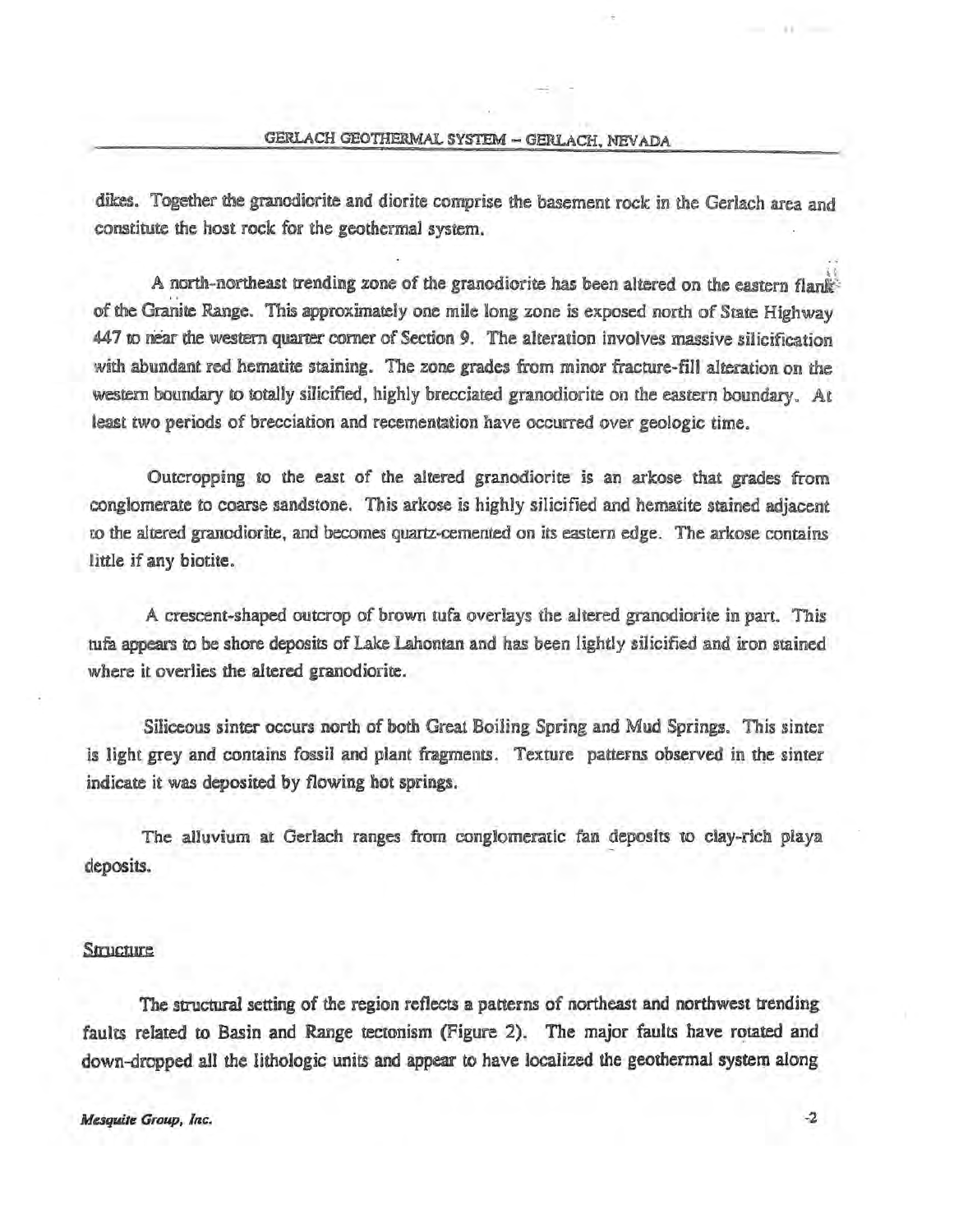dikes. Together the granodiorite and diorite comprise the basement rock in the Gerlach area and constitute the host rock for the geothermal system.

A north-northeast trending zone of the granodiorite has been altered on the eastern flank of the Granite Range. This approximately one mile long zone is exposed north of State Highway 447 to near the western quarter corner of Section 9. The alteration involves massive silicification with abundant red hematite staining. The zone grades from minor fracture-fill alteration on the western boundary to totally silicified, highly brecciated granodiorite on the eastern boundary. At least two periods of brecciation and recementation have occurred over geologic time.

Outcropping to the east of the altered granodiorite is an arkose that grades from conglomerate to coarse sandstone. This arkose is highly silicified and hematite stained adjacent to the altered granodiorite, and becomes quartz-cemented on its eastern edge. The arkose contains little if any biotite.

A crescent-shaped outcrop of brown tufa overlays the altered granodiorite in part. This tufa appears to be shore deposits of Lake Lahontan and has been lightly silicified and iron stained where it overlies the altered granodiorite.

Siliceous sinter occurs north of both Great Boiling Spring and Mud Springs. This sinter is light grey and contains fossil and plant fragments. Texture patterns observed in the sinter indicate it was deposited by flowing hot springs.

The alluvium at Gerlach ranges from conglomeratic fan deposits to clay-rich playa deposits.

## Structure

The structural setting of the region reflects a patterns of northeast and northwest trending faults related to Basin and Range tectonism (Figure 2). The major faults have rotated and down-dropped all the lithologic units and appear to have localized the geothermal system along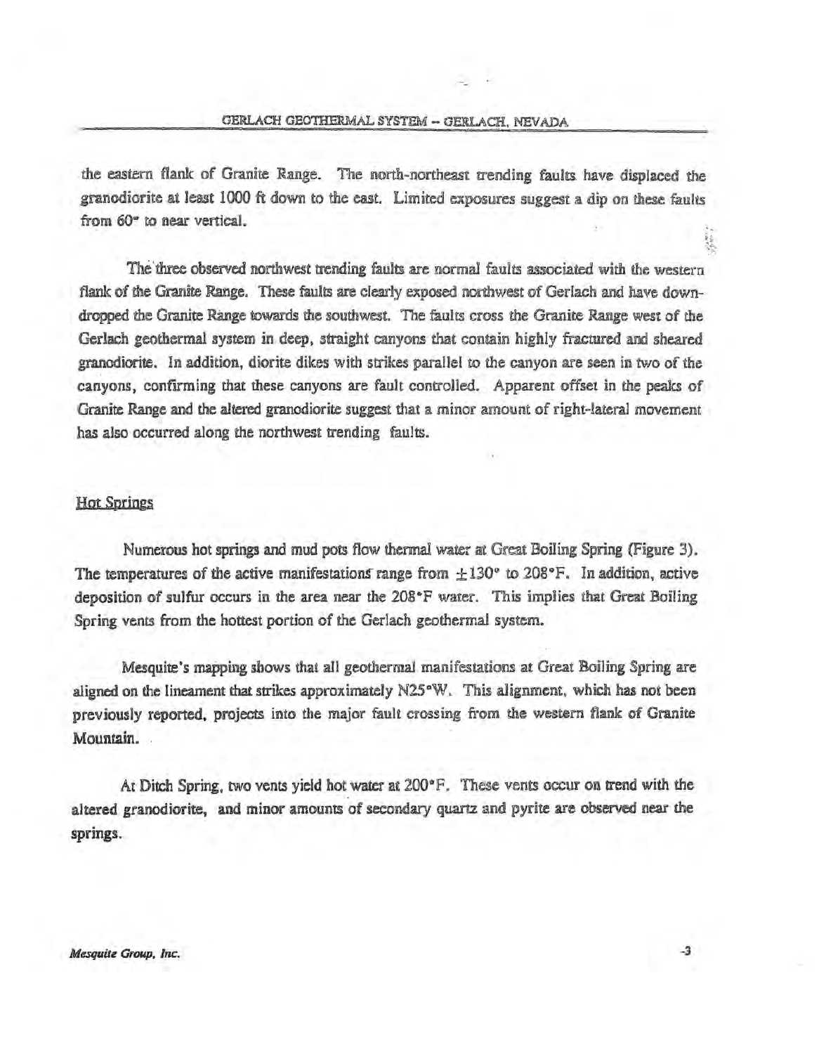the eastern flank of Granite Range. The north-northeast trending faults have displaced the granodiorite at least 1000 ft down to the east. Limited exposures suggest a dip on these faults from 60° to near vertical.

The three observed northwest trending faults are normal faults associated with the western flank of the Granite Range. These faults are clearly exposed northwest of Gerlach and have down-dropped the Granite Range towards the southwest. The faults cross the Granite Range west of the Gerlach geothermal system in deep, straight canyons that contain highly fractured and sheared granodiorite. In addition, diorite dikes with strikes parallel to the canyon are seen in two of the canyons, confirming that these canyons are fault controlled. Apparent offset in the peaks of Granite Range and the altered granodiorite suggest that a minor amount of right-lateral movement has also occurred along the northwest trending faults.

## Hot Springs

Numerous hot springs and mud pots flow thermal water at Great Boiling Spring (Figure 3). The temperatures of the active manifestations range from ±130° to 208°F. In addition, active deposition of sulfur occurs in the area near the 208°F water. This implies that Great Boiling Spring vents from the hottest portion of the Gerlach geothermal system.

Mesquite's mapping shows that all geothermal manifestations at Great Boiling Spring are aligned on the lineament that strikes approximately N25°W. This alignment, which has not been previously reported, projects into the major fault crossing from the western flank of Granite Mountain.

At Ditch Spring, two vents yield hot water at 200°F. These vents occur on trend with the altered granodiorite, and minor amounts of secondary quartz and pyrite are observed near the springs.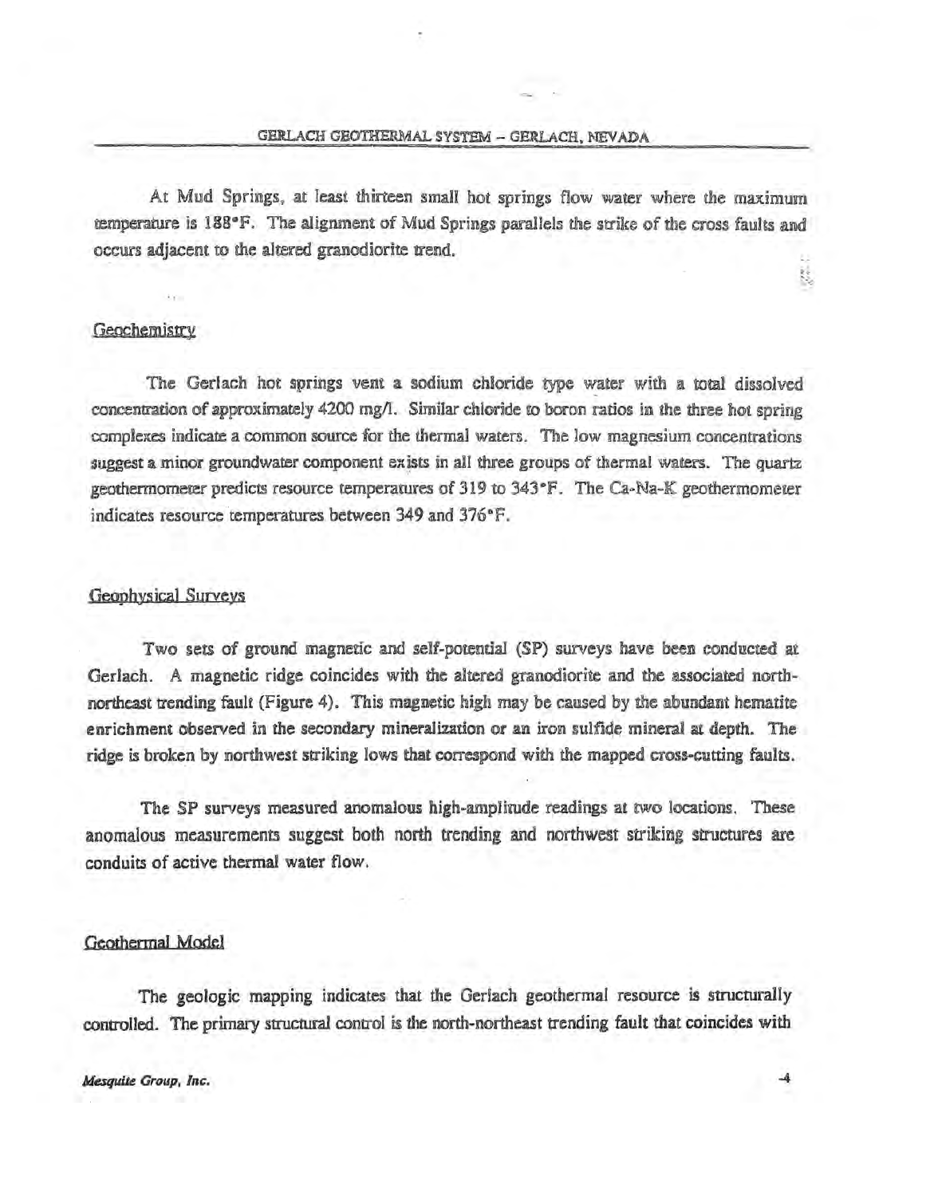At Mud Springs, at least thirteen small hot springs flow water where the maximum temperature is 188°F. The alignment of Mud Springs parallels the strike of the cross faults and occurs adjacent to the altered granodiorite trend.

## Geochemistry

The Gerlach hot springs vent a sodium chloride type water with a total dissolved concentration of approximately 4200 mg/l. Similar chloride to boron ratios in the three hot spring complexes indicate a common source for the thermal waters. The low magnesium concentrations suggest a minor groundwater component exists in all three groups of thermal waters. The quartz geothermometer predicts resource temperatures of 319 to 343°F. The Ca-Na-K geothermometer indicates resource temperatures between 349 and 376°F.

## Geophysical Surveys

Two sets of ground magnetic and self-potential (SP) surveys have been conducted at Gerlach. A magnetic ridge coincides with the altered granodiorite and the associated north-northeast trending fault (Figure 4). This magnetic high may be caused by the abundant hematite enrichment observed in the secondary mineralization or an iron sulfide mineral at depth. The ridge is broken by northwest striking lows that correspond with the mapped cross-cutting faults.

The SP surveys measured anomalous high-amplitude readings at two locations. These anomalous measurements suggest both north trending and northwest striking structures are conduits of active thermal water flow.

## Geothermal Model

The geologic mapping indicates that the Gerlach geothermal resource is structurally controlled. The primary structural control is the north-northeast trending fault that coincides with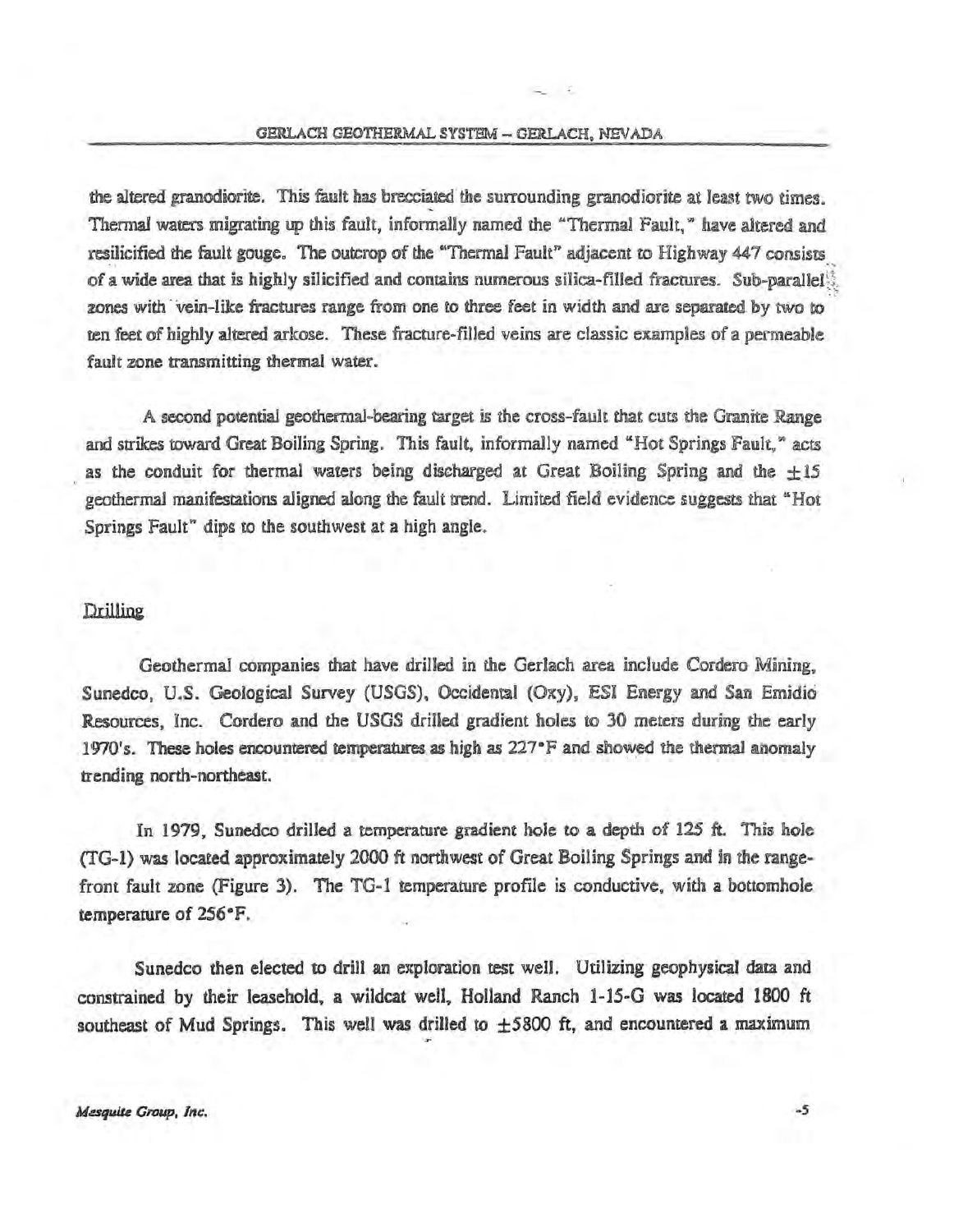the altered granodiorite. This fault has brecciated the surrounding granodiorite at least two times. Thermal waters migrating up this fault, informally named the "Thermal Fault," have altered and resilicified the fault gouge. The outcrop of the "Thermal Fault" adjacent to Highway 447 consists of a wide area that is highly silicified and contains numerous silica-filled fractures. Sub-parallel zones with vein-like fractures range from one to three feet in width and are separated by two to ten feet of highly altered arkose. These fracture-filled veins are classic examples of a permeable fault zone transmitting thermal water.

A second potential geothermal-bearing target is the cross-fault that cuts the Granite Range and strikes toward Great Boiling Spring. This fault, informally named "Hot Springs Fault," acts as the conduit for thermal waters being discharged at Great Boiling Spring and the ±15 geothermal manifestations aligned along the fault trend. Limited field evidence suggests that "Hot Springs Fault" dips to the southwest at a high angle.

## Drilling

Geothermal companies that have drilled in the Gerlach area include Cordero Mining, Sunedco, U.S. Geological Survey (USGS), Occidental (Oxy), ESI Energy and San Emidio Resources, Inc. Cordero and the USGS drilled gradient holes to 30 meters during the early 1970's. These holes encountered temperatures as high as 227°F and showed the thermal anomaly trending north-northeast.

In 1979, Sunedco drilled a temperature gradient hole to a depth of 125 ft. This hole (TG-1) was located approximately 2000 ft northwest of Great Boiling Springs and in the range-front fault zone (Figure 3). The TG-1 temperature profile is conductive, with a bottomhole temperature of 256°F.

Sunedco then elected to drill an exploration test well. Utilizing geophysical data and constrained by their leasehold, a wildcat well, Holland Ranch 1-15-G was located 1800 ft southeast of Mud Springs. This well was drilled to ±5800 ft, and encountered a maximum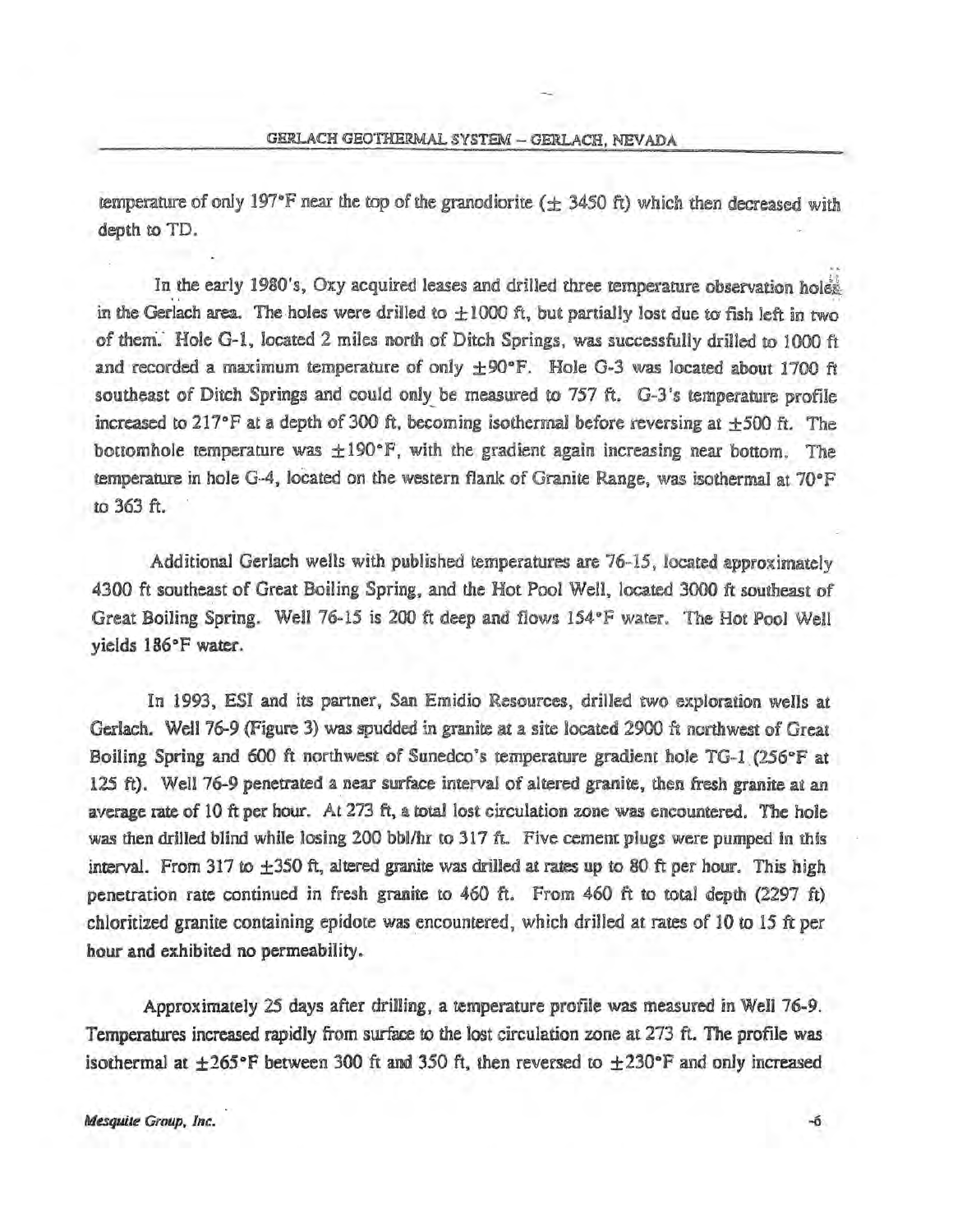temperature of only 197°F near the top of the granodiorite (± 3450 ft) which then decreased with depth to TD.

In the early 1980's, Oxy acquired leases and drilled three temperature observation holes in the Gerlach area. The holes were drilled to ±1000 ft, but partially lost due to fish left in two of them. Hole G-1, located 2 miles north of Ditch Springs, was successfully drilled to 1000 ft and recorded a maximum temperature of only ±90°F. Hole G-3 was located about 1700 ft southeast of Ditch Springs and could only be measured to 757 ft. G-3's temperature profile increased to 217°F at a depth of 300 ft, becoming isothermal before reversing at ±500 ft. The bottomhole temperature was ±190°F, with the gradient again increasing near bottom. The temperature in hole G-4, located on the western flank of Granite Range, was isothermal at 70°F to 363 ft.

Additional Gerlach wells with published temperatures are 76-15, located approximately 4300 ft southeast of Great Boiling Spring, and the Hot Pool Well, located 3000 ft southeast of Great Boiling Spring. Well 76-15 is 200 ft deep and flows 154°F water. The Hot Pool Well yields 186°F water.

In 1993, ESI and its partner, San Emidio Resources, drilled two exploration wells at Gerlach. Well 76-9 (Figure 3) was spudded in granite at a site located 2900 ft northwest of Great Boiling Spring and 600 ft northwest of Sunedco's temperature gradient hole TG-1 (256°F at 125 ft). Well 76-9 penetrated a near surface interval of altered granite, then fresh granite at an average rate of 10 ft per hour. At 273 ft, a total lost circulation zone was encountered. The hole was then drilled blind while losing 200 bbl/hr to 317 ft. Five cement plugs were pumped in this interval. From 317 to ±350 ft, altered granite was drilled at rates up to 80 ft per hour. This high penetration rate continued in fresh granite to 460 ft. From 460 ft to total depth (2297 ft) chloritized granite containing epidote was encountered, which drilled at rates of 10 to 15 ft per hour and exhibited no permeability.

Approximately 25 days after drilling, a temperature profile was measured in Well 76-9. Temperatures increased rapidly from surface to the lost circulation zone at 273 ft. The profile was isothermal at ±265°F between 300 ft and 350 ft, then reversed to ±230°F and only increased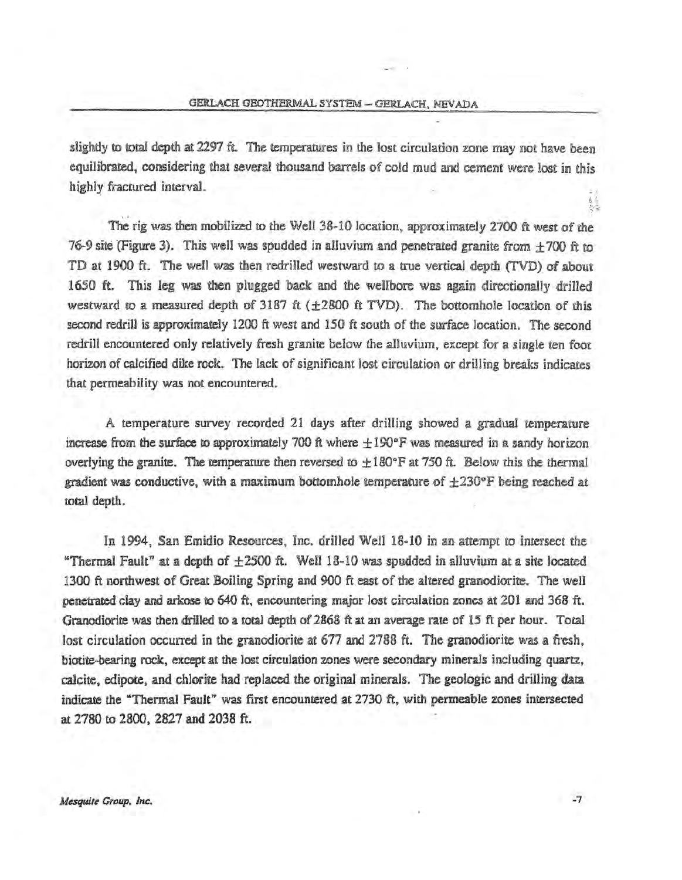slightly to total depth at 2297 ft. The temperatures in the lost circulation zone may not have been equilibrated, considering that several thousand barrels of cold mud and cement were lost in this highly fractured interval.

The rig was then mobilized to the Well 38-10 location, approximately 2700 ft west of the 76-9 site (Figure 3). This well was spudded in alluvium and penetrated granite from ±700 ft to TD at 1900 ft. The well was then redrilled westward to a true vertical depth (TVD) of about 1650 ft. This leg was then plugged back and the wellbore was again directionally drilled westward to a measured depth of 3187 ft (±2800 ft TVD). The bottomhole location of this second redrill is approximately 1200 ft west and 150 ft south of the surface location. The second redrill encountered only relatively fresh granite below the alluvium, except for a single ten foot horizon of calcified dike rock. The lack of significant lost circulation or drilling breaks indicates that permeability was not encountered.

A temperature survey recorded 21 days after drilling showed a gradual temperature increase from the surface to approximately 700 ft where ±190°F was measured in a sandy horizon overlying the granite. The temperature then reversed to ±180°F at 750 ft. Below this the thermal gradient was conductive, with a maximum bottomhole temperature of ±230°F being reached at total depth.

In 1994, San Emidio Resources, Inc. drilled Well 18-10 in an attempt to intersect the "Thermal Fault" at a depth of ±2500 ft. Well 18-10 was spudded in alluvium at a site located 1300 ft northwest of Great Boiling Spring and 900 ft east of the altered granodiorite. The well penetrated clay and arkose to 640 ft, encountering major lost circulation zones at 201 and 368 ft. Granodiorite was then drilled to a total depth of 2868 ft at an average rate of 15 ft per hour. Total lost circulation occurred in the granodiorite at 677 and 2788 ft. The granodiorite was a fresh, biotite-bearing rock, except at the lost circulation zones were secondary minerals including quartz, calcite, edipote, and chlorite had replaced the original minerals. The geologic and drilling data indicate the "Thermal Fault" was first encountered at 2730 ft, with permeable zones intersected at 2780 to 2800, 2827 and 2038 ft.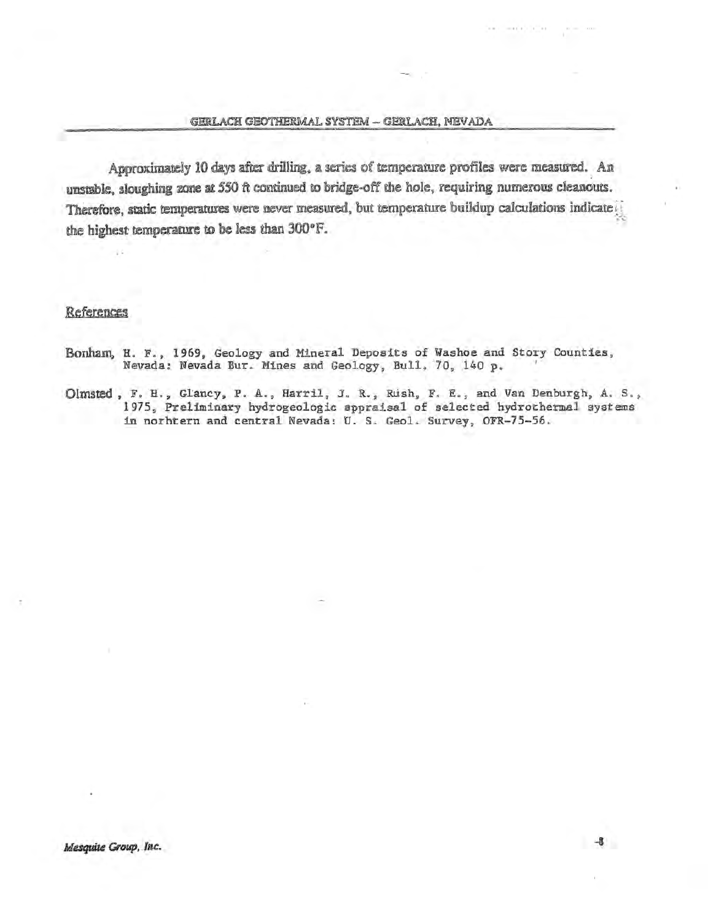Approximately 10 days after drilling, a series of temperature profiles were measured. An unstable, sloughing zone at 550 ft continued to bridge-off the hole, requiring numerous cleanouts. Therefore, static temperatures were never measured, but temperature buildup calculations indicate the highest temperature to be less than 300°F.

## References

Bonham, H. F., 1969, Geology and Mineral Deposits of Washoe and Story Counties, Nevada: Nevada Bur. Mines and Geology, Bull. 70, 140 p.

Olmsted, F. H., Glancy, P. A., Harril, J. R., Rush, F. E., and Van Denburgh, A. S., 1975, Preliminary hydrogeologic appraisal of selected hydrothermal systems in norhtern and central Nevada: U. S. Geol. Survey, OFR-75-56.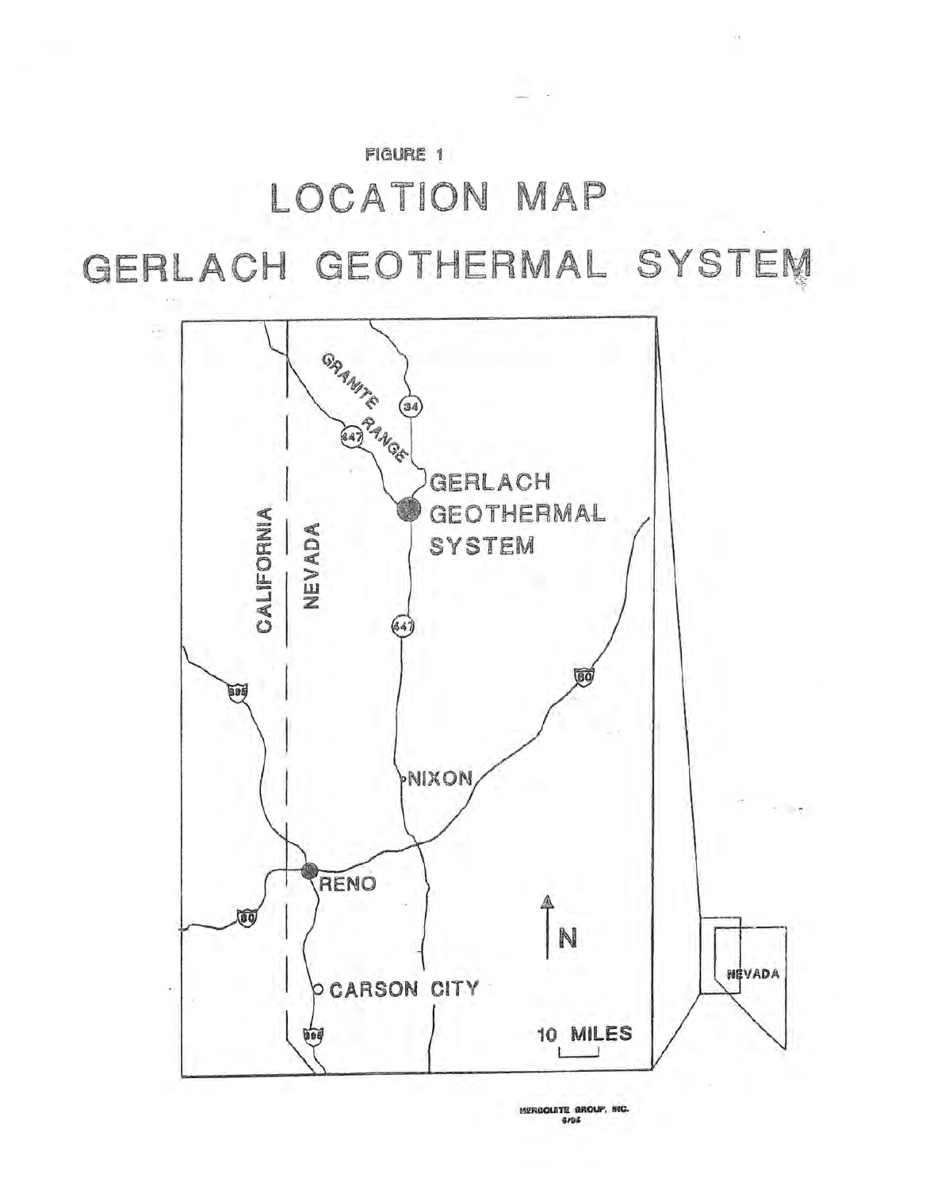FIGURE 1

# LOCATION MAP

# GERLACH GEOTHERMAL SYSTEM

GRANITE RANGE

34

447

GERLACH GEOTHERMAL SYSTEM

CALIFORNIA

NEVADA

447

395

80

NIXON

RENO

80

N

CARSON CITY

395

10 MILES

NEVADA

MERBOLITE GROUP, INC.
6/96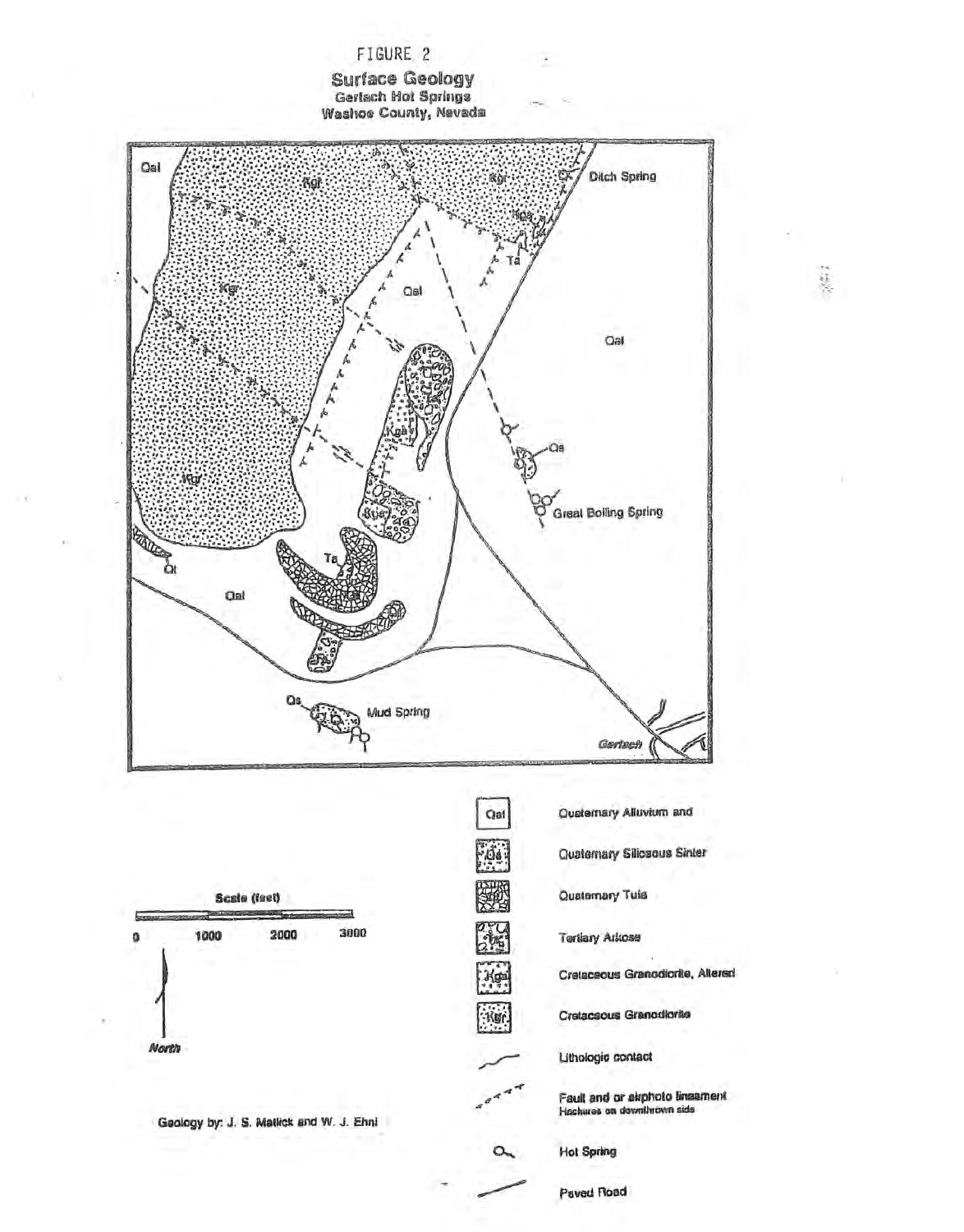FIGURE 2

# Surface Geology

Gerlach Hot Springs
Washoe County, Nevada

Qal

Kgr

Kgr

Qt

Ditch Spring

Kga

Ta

Qal

Qal

Kga

Ta

Qs

Great Boiling Spring

Kgr

Ta

Qal

Qs

Mud Spring

Gerlach

Scale (feet)

0 1000 2000 3000

North

Geology by: J. S. Matlick and W. J. Ehni

| Symbol | Description |
| --- | --- |
| Qal | Quaternary Alluvium and |
| Qs | Quaternary Siliceous Sinter |
| Qt | Quaternary Tufa |
| Ta | Tertiary Arkose |
| Kga | Cretaceous Granodiorite, Altered |
| Kgr | Cretaceous Granodiorite |
| | Lithologic contact |
| | Fault and or airphoto lineament (Hachures on downthrown side) |
| | Hot Spring |
| | Paved Road |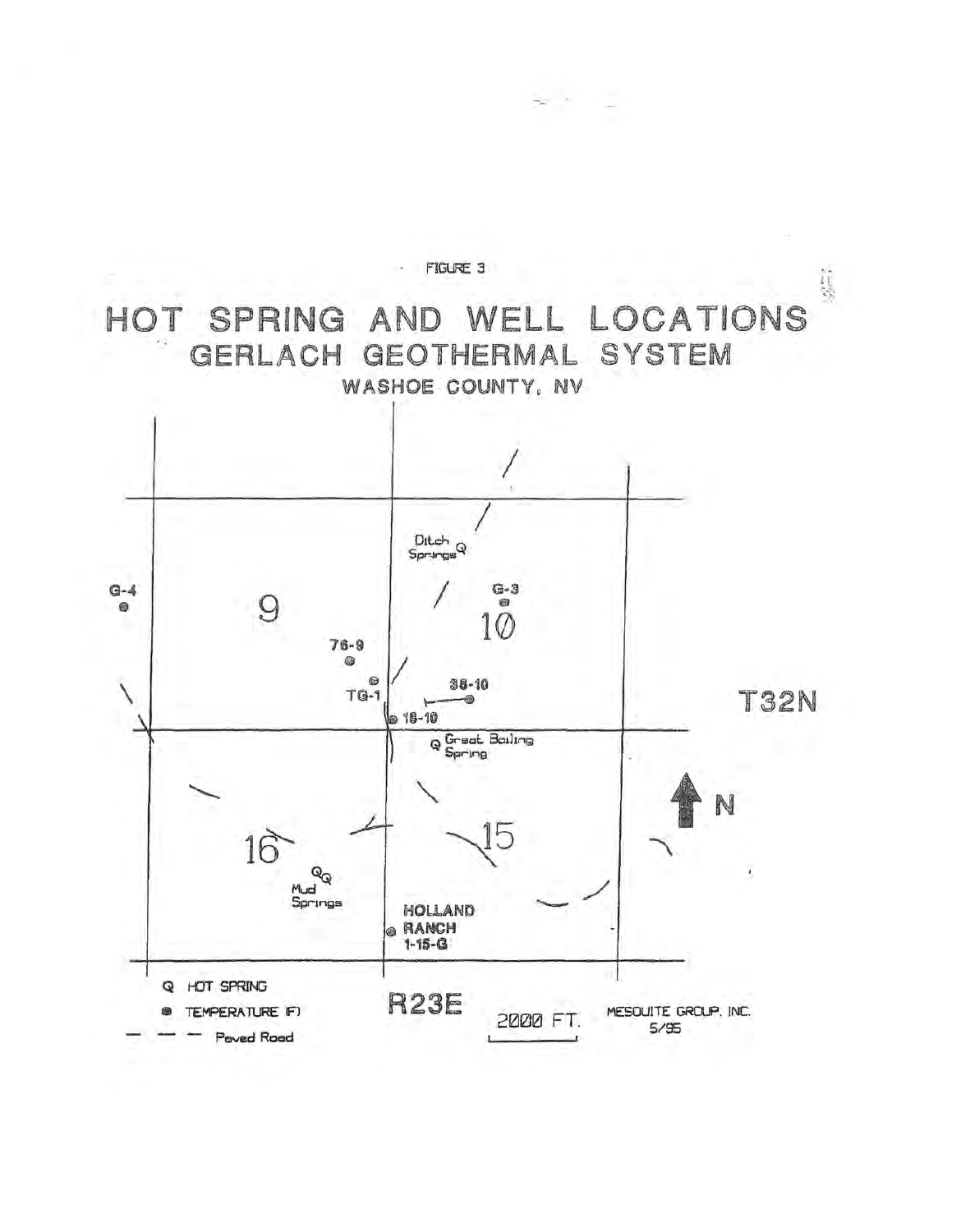FIGURE 3

# HOT SPRING AND WELL LOCATIONS

## GERLACH GEOTHERMAL SYSTEM

### WASHOE COUNTY, NV

G-4

9

76-9

TG-1

18-10

Ditch Springs

G-3

10

38-10

T32N

Great Boiling Spring

N

16

15

Mud Springs

HOLLAND RANCH 1-15-G

Q HOT SPRING

● TEMPERATURE (F)

— — — Paved Road

R23E

2000 FT.

MESQUITE GROUP, INC. 5/95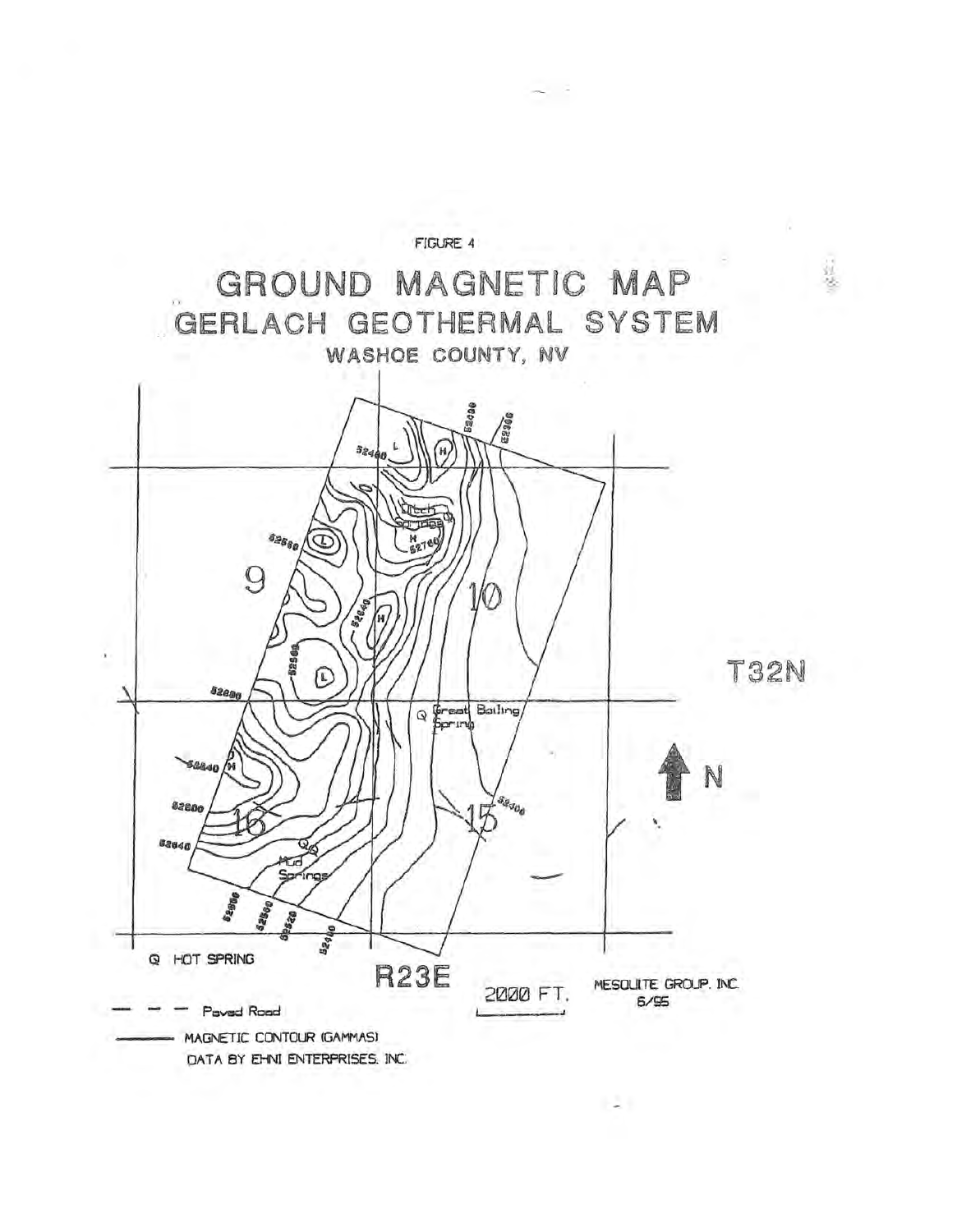FIGURE 4

# GROUND MAGNETIC MAP
# GERLACH GEOTHERMAL SYSTEM
## WASHOE COUNTY, NV

52400
52460
52480
52760
52560
52640
52580
52280
52840
52800
52640
52600
52560
52520
52480
52400

Ditch Spring
Great Boiling Spring
Mud Springs

H
L

9
10
16
15

T32N
R23E
N

Q HOT SPRING

— — — Paved Road

——— MAGNETIC CONTOUR (GAMMAS)

DATA BY EHNI ENTERPRISES, INC.

2000 FT.

MESQUITE GROUP, INC.
6/95